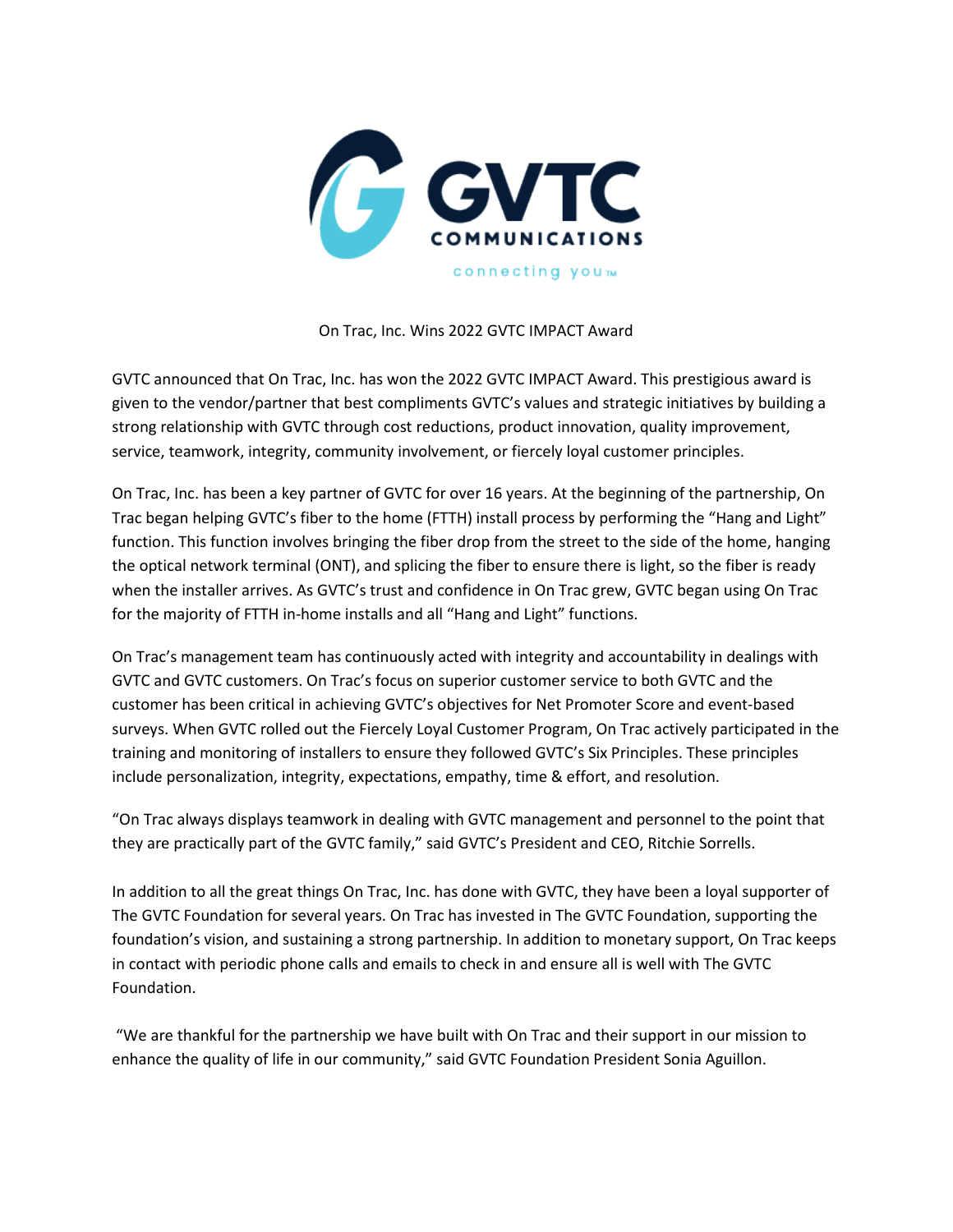GVTC COMMUNICATIONS

connecting you™

# On Trac, Inc. Wins 2022 GVTC IMPACT Award

GVTC announced that On Trac, Inc. has won the 2022 GVTC IMPACT Award. This prestigious award is given to the vendor/partner that best compliments GVTC's values and strategic initiatives by building a strong relationship with GVTC through cost reductions, product innovation, quality improvement, service, teamwork, integrity, community involvement, or fiercely loyal customer principles.

On Trac, Inc. has been a key partner of GVTC for over 16 years. At the beginning of the partnership, On Trac began helping GVTC's fiber to the home (FTTH) install process by performing the "Hang and Light" function. This function involves bringing the fiber drop from the street to the side of the home, hanging the optical network terminal (ONT), and splicing the fiber to ensure there is light, so the fiber is ready when the installer arrives. As GVTC's trust and confidence in On Trac grew, GVTC began using On Trac for the majority of FTTH in-home installs and all "Hang and Light" functions.

On Trac's management team has continuously acted with integrity and accountability in dealings with GVTC and GVTC customers. On Trac's focus on superior customer service to both GVTC and the customer has been critical in achieving GVTC's objectives for Net Promoter Score and event-based surveys. When GVTC rolled out the Fiercely Loyal Customer Program, On Trac actively participated in the training and monitoring of installers to ensure they followed GVTC's Six Principles. These principles include personalization, integrity, expectations, empathy, time & effort, and resolution.

"On Trac always displays teamwork in dealing with GVTC management and personnel to the point that they are practically part of the GVTC family," said GVTC's President and CEO, Ritchie Sorrells.

In addition to all the great things On Trac, Inc. has done with GVTC, they have been a loyal supporter of The GVTC Foundation for several years. On Trac has invested in The GVTC Foundation, supporting the foundation's vision, and sustaining a strong partnership. In addition to monetary support, On Trac keeps in contact with periodic phone calls and emails to check in and ensure all is well with The GVTC Foundation.

"We are thankful for the partnership we have built with On Trac and their support in our mission to enhance the quality of life in our community," said GVTC Foundation President Sonia Aguillon.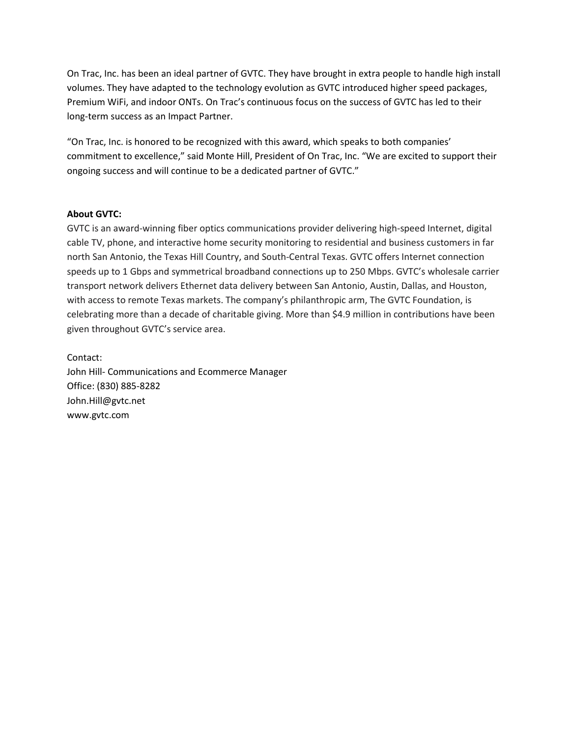On Trac, Inc. has been an ideal partner of GVTC. They have brought in extra people to handle high install volumes. They have adapted to the technology evolution as GVTC introduced higher speed packages, Premium WiFi, and indoor ONTs. On Trac's continuous focus on the success of GVTC has led to their long-term success as an Impact Partner.

"On Trac, Inc. is honored to be recognized with this award, which speaks to both companies' commitment to excellence," said Monte Hill, President of On Trac, Inc. "We are excited to support their ongoing success and will continue to be a dedicated partner of GVTC."

**About GVTC:**

GVTC is an award-winning fiber optics communications provider delivering high-speed Internet, digital cable TV, phone, and interactive home security monitoring to residential and business customers in far north San Antonio, the Texas Hill Country, and South-Central Texas. GVTC offers Internet connection speeds up to 1 Gbps and symmetrical broadband connections up to 250 Mbps. GVTC's wholesale carrier transport network delivers Ethernet data delivery between San Antonio, Austin, Dallas, and Houston, with access to remote Texas markets. The company's philanthropic arm, The GVTC Foundation, is celebrating more than a decade of charitable giving. More than $4.9 million in contributions have been given throughout GVTC's service area.

Contact:  
John Hill- Communications and Ecommerce Manager  
Office: (830) 885-8282  
John.Hill@gvtc.net  
www.gvtc.com